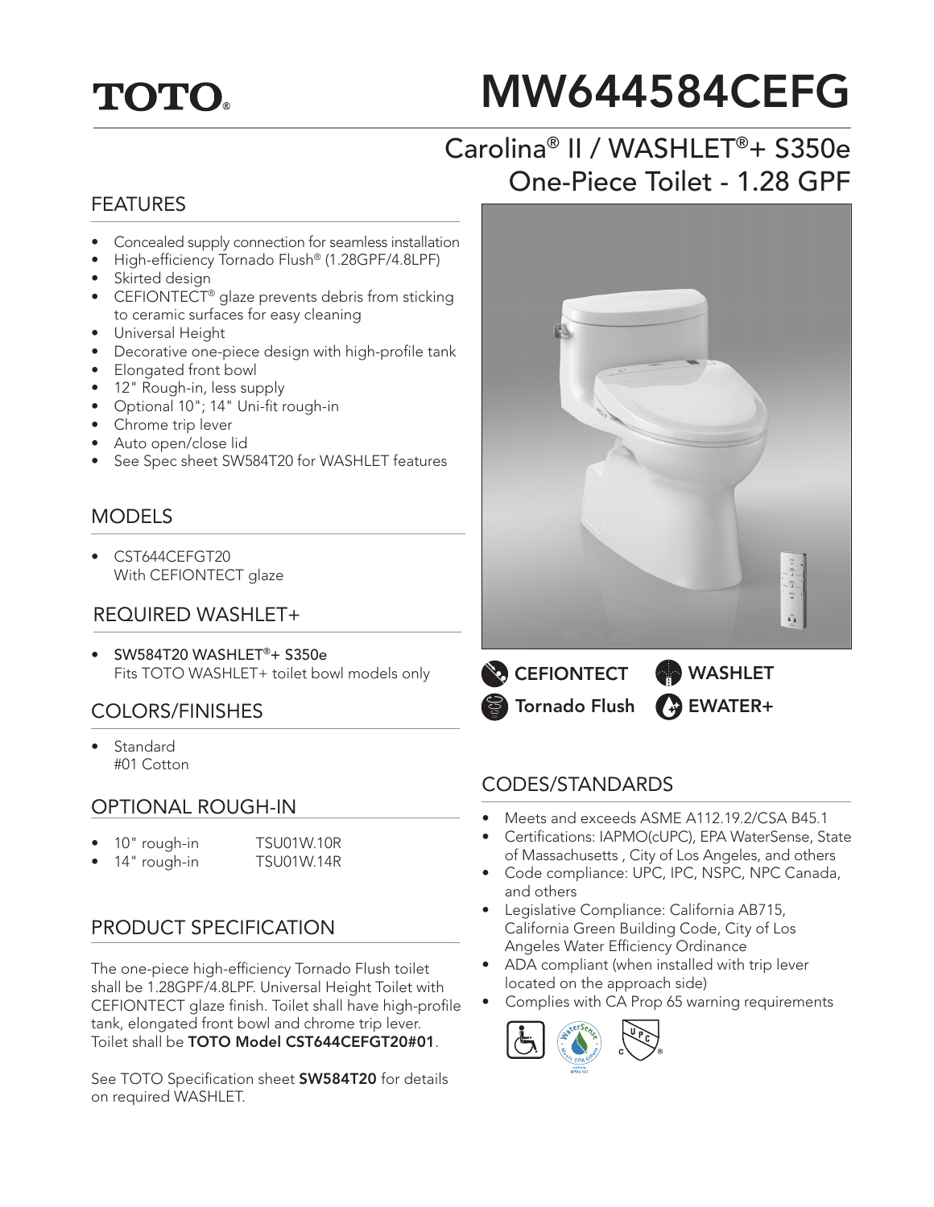TOTO®

# MW644584CEFG

## Carolina® II / WASHLET®+ S350e One-Piece Toilet - 1.28 GPF

### FEATURES

- Concealed supply connection for seamless installation
- High-efficiency Tornado Flush® (1.28GPF/4.8LPF)
- Skirted design
- CEFIONTECT® glaze prevents debris from sticking to ceramic surfaces for easy cleaning
- Universal Height
- Decorative one-piece design with high-profile tank
- Elongated front bowl
- 12" Rough-in, less supply
- Optional 10"; 14" Uni-fit rough-in
- Chrome trip lever
- Auto open/close lid
- See Spec sheet SW584T20 for WASHLET features

### MODELS

- CST644CEFGT20
  With CEFIONTECT glaze

### REQUIRED WASHLET+

- SW584T20 WASHLET®+ S350e
  Fits TOTO WASHLET+ toilet bowl models only

### COLORS/FINISHES

- Standard
  #01 Cotton

### OPTIONAL ROUGH-IN

- 10" rough-in TSU01W.10R
- 14" rough-in TSU01W.14R

### PRODUCT SPECIFICATION

The one-piece high-efficiency Tornado Flush toilet shall be 1.28GPF/4.8LPF. Universal Height Toilet with CEFIONTECT glaze finish. Toilet shall have high-profile tank, elongated front bowl and chrome trip lever. Toilet shall be **TOTO Model CST644CEFGT20#01**.

See TOTO Specification sheet **SW584T20** for details on required WASHLET.

**CEFIONTECT** **WASHLET**
**Tornado Flush** **EWATER+**

### CODES/STANDARDS

- Meets and exceeds ASME A112.19.2/CSA B45.1
- Certifications: IAPMO(cUPC), EPA WaterSense, State of Massachusetts , City of Los Angeles, and others
- Code compliance: UPC, IPC, NSPC, NPC Canada, and others
- Legislative Compliance: California AB715, California Green Building Code, City of Los Angeles Water Efficiency Ordinance
- ADA compliant (when installed with trip lever located on the approach side)
- Complies with CA Prop 65 warning requirements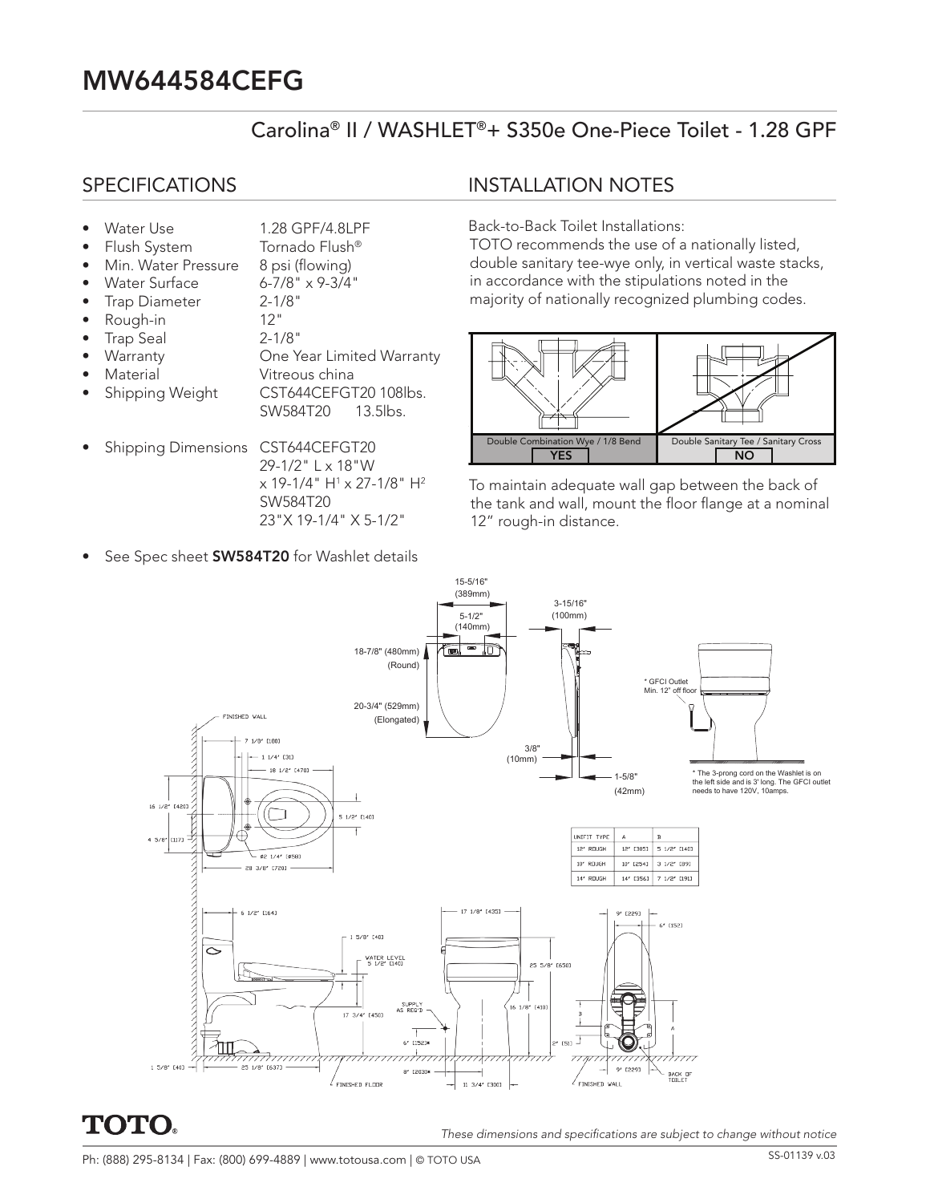# MW644584CEFG

## Carolina® II / WASHLET®+ S350e One-Piece Toilet - 1.28 GPF

## SPECIFICATIONS

- Water Use — 1.28 GPF/4.8LPF
- Flush System — Tornado Flush®
- Min. Water Pressure — 8 psi (flowing)
- Water Surface — 6-7/8" x 9-3/4"
- Trap Diameter — 2-1/8"
- Rough-in — 12"
- Trap Seal — 2-1/8"
- Warranty — One Year Limited Warranty
- Material — Vitreous china
- Shipping Weight — CST644CEFGT20 108lbs.
  SW584T20 13.5lbs.
- Shipping Dimensions — CST644CEFGT20
  29-1/2" L x 18"W
  x 19-1/4" H[1] x 27-1/8" H[2]
  SW584T20
  23"X 19-1/4" X 5-1/2"
- See Spec sheet **SW584T20** for Washlet details

## INSTALLATION NOTES

Back-to-Back Toilet Installations:
TOTO recommends the use of a nationally listed, double sanitary tee-wye only, in vertical waste stacks, in accordance with the stipulations noted in the majority of nationally recognized plumbing codes.

Double Combination Wye / 1/8 Bend — YES

Double Sanitary Tee / Sanitary Cross — NO

To maintain adequate wall gap between the back of the tank and wall, mount the floor flange at a nominal 12" rough-in distance.

15-5/16" (389mm)
5-1/2" (140mm)
3-15/16" (100mm)
18-7/8" (480mm) (Round)
20-3/4" (529mm) (Elongated)
3/8" (10mm)
1-5/8" (42mm)

\* GFCI Outlet Min. 12" off floor

\* The 3-prong cord on the Washlet is on the left side and is 3' long. The GFCI outlet needs to have 120V, 10amps.

FINISHED WALL
7 1/8" [180]
1 1/4" [31]
18 1/2" [470]
16 1/2" [420]
4 5/8" [117]
5 1/2" [140]
⌀2 1/4" [⌀58]
28 3/8" [720]

| UNFIT TYPE | A | B |
|---|---|---|
| 12" ROUGH | 12" [305] | 5 1/2" [140] |
| 10" ROUGH | 10" [254] | 3 1/2" [89] |
| 14" ROUGH | 14" [356] | 7 1/2" [191] |

6 1/2" [164]
1 5/8" [40]
WATER LEVEL 5 1/2" [140]
17 3/4" [450]
SUPPLY AS REQ'D
6" [152]\*
8" [203]\*
1 5/8" [40]
25 1/8" [637]
FINISHED FLOOR
17 1/8" [435]
25 5/8" [650]
16 1/8" [410]
11 3/4" [300]
2" [51]
9" [229]
6" [152]
9" [229]
BACK OF TOILET
FINISHED WALL

*These dimensions and specifications are subject to change without notice*

Ph: (888) 295-8134 | Fax: (800) 699-4889 | www.totousa.com | © TOTO USA

SS-01139 v.03